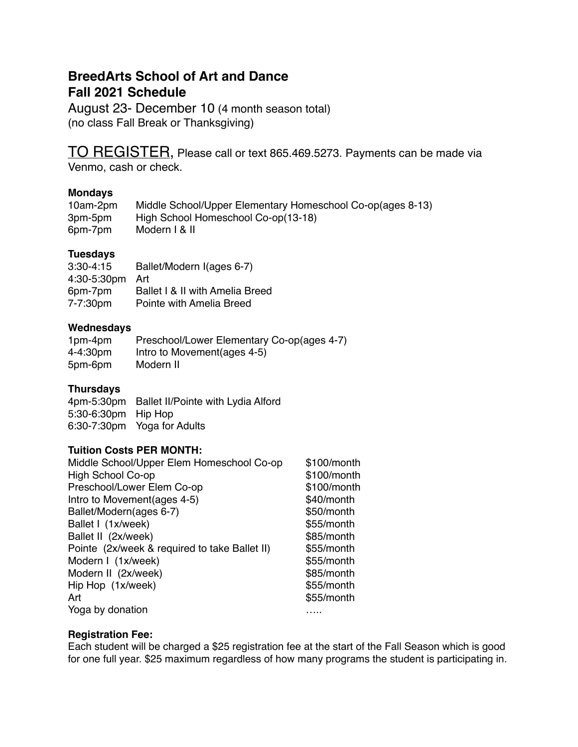# BreedArts School of Art and Dance
# Fall 2021 Schedule

August 23- December 10 (4 month season total)
(no class Fall Break or Thanksgiving)

TO REGISTER, Please call or text 865.469.5273. Payments can be made via Venmo, cash or check.

### Mondays

| | |
|---|---|
| 10am-2pm | Middle School/Upper Elementary Homeschool Co-op(ages 8-13) |
| 3pm-5pm | High School Homeschool Co-op(13-18) |
| 6pm-7pm | Modern I & II |

### Tuesdays

| | |
|---|---|
| 3:30-4:15 | Ballet/Modern I(ages 6-7) |
| 4:30-5:30pm | Art |
| 6pm-7pm | Ballet I & II with Amelia Breed |
| 7-7:30pm | Pointe with Amelia Breed |

### Wednesdays

| | |
|---|---|
| 1pm-4pm | Preschool/Lower Elementary Co-op(ages 4-7) |
| 4-4:30pm | Intro to Movement(ages 4-5) |
| 5pm-6pm | Modern II |

### Thursdays

| | |
|---|---|
| 4pm-5:30pm | Ballet II/Pointe with Lydia Alford |
| 5:30-6:30pm | Hip Hop |
| 6:30-7:30pm | Yoga for Adults |

### Tuition Costs PER MONTH:

| | |
|---|---|
| Middle School/Upper Elem Homeschool Co-op | $100/month |
| High School Co-op | $100/month |
| Preschool/Lower Elem Co-op | $100/month |
| Intro to Movement(ages 4-5) | $40/month |
| Ballet/Modern(ages 6-7) | $50/month |
| Ballet I (1x/week) | $55/month |
| Ballet II (2x/week) | $85/month |
| Pointe (2x/week & required to take Ballet II) | $55/month |
| Modern I (1x/week) | $55/month |
| Modern II (2x/week) | $85/month |
| Hip Hop (1x/week) | $55/month |
| Art | $55/month |
| Yoga by donation | ….. |

### Registration Fee:

Each student will be charged a $25 registration fee at the start of the Fall Season which is good for one full year. $25 maximum regardless of how many programs the student is participating in.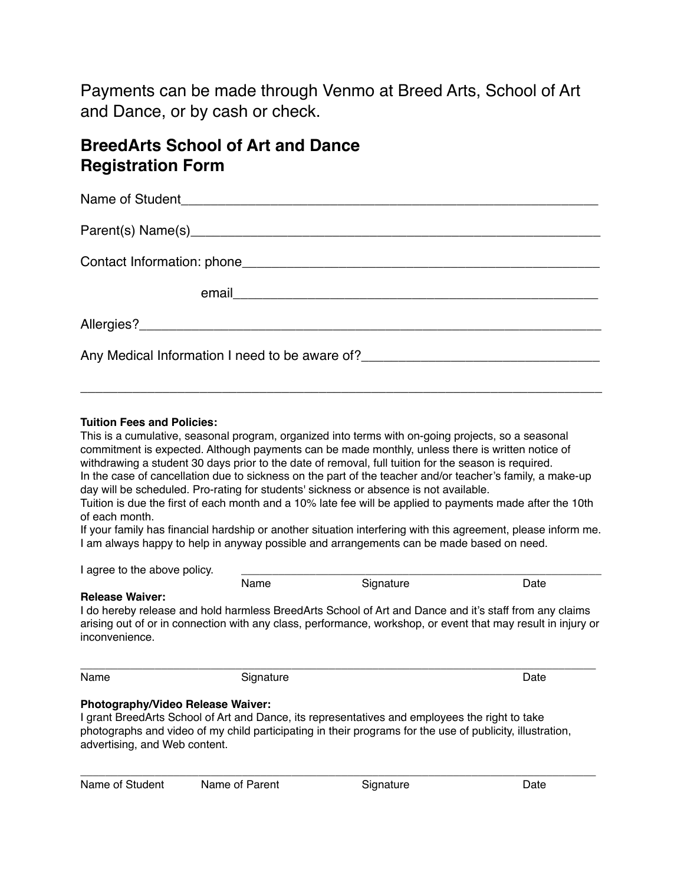Payments can be made through Venmo at Breed Arts, School of Art and Dance, or by cash or check.

## BreedArts School of Art and Dance
## Registration Form

Name of Student_______________________________________________________

Parent(s) Name(s)_____________________________________________________

Contact Information: phone_____________________________________________

email_______________________________________________

Allergies?___________________________________________________________

Any Medical Information I need to be aware of?___________________________

_____________________________________________________________________

**Tuition Fees and Policies:**
This is a cumulative, seasonal program, organized into terms with on-going projects, so a seasonal commitment is expected. Although payments can be made monthly, unless there is written notice of withdrawing a student 30 days prior to the date of removal, full tuition for the season is required.
In the case of cancellation due to sickness on the part of the teacher and/or teacher's family, a make-up day will be scheduled. Pro-rating for students' sickness or absence is not available.
Tuition is due the first of each month and a 10% late fee will be applied to payments made after the 10th of each month.
If your family has financial hardship or another situation interfering with this agreement, please inform me. I am always happy to help in anyway possible and arrangements can be made based on need.

I agree to the above policy. _______________________________________________

Name Signature Date

**Release Waiver:**
I do hereby release and hold harmless BreedArts School of Art and Dance and it's staff from any claims arising out of or in connection with any class, performance, workshop, or event that may result in injury or inconvenience.

_____________________________________________________________________

Name Signature Date

**Photography/Video Release Waiver:**
I grant BreedArts School of Art and Dance, its representatives and employees the right to take photographs and video of my child participating in their programs for the use of publicity, illustration, advertising, and Web content.

_____________________________________________________________________

Name of Student Name of Parent Signature Date